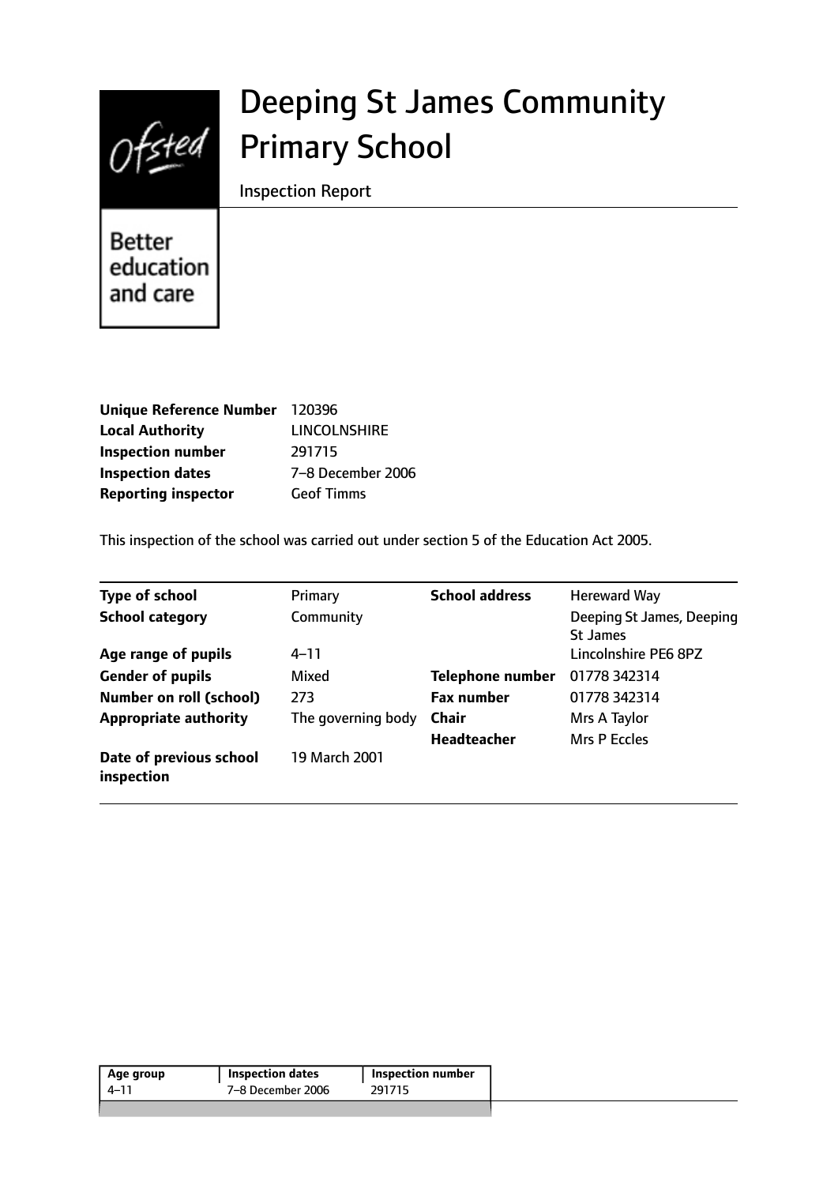# Deeping St James Community Primary School

Inspection Report

Better education and care

| | |
|---|---|
| **Unique Reference Number** | 120396 |
| **Local Authority** | LINCOLNSHIRE |
| **Inspection number** | 291715 |
| **Inspection dates** | 7–8 December 2006 |
| **Reporting inspector** | Geof Timms |

This inspection of the school was carried out under section 5 of the Education Act 2005.

| | | | |
|---|---|---|---|
| **Type of school** | Primary | **School address** | Hereward Way |
| **School category** | Community | | Deeping St James, Deeping St James |
| **Age range of pupils** | 4–11 | | Lincolnshire PE6 8PZ |
| **Gender of pupils** | Mixed | **Telephone number** | 01778 342314 |
| **Number on roll (school)** | 273 | **Fax number** | 01778 342314 |
| **Appropriate authority** | The governing body | **Chair** | Mrs A Taylor |
| | | **Headteacher** | Mrs P Eccles |
| **Date of previous school inspection** | 19 March 2001 | | |

| Age group | Inspection dates | Inspection number |
|---|---|---|
| 4–11 | 7–8 December 2006 | 291715 |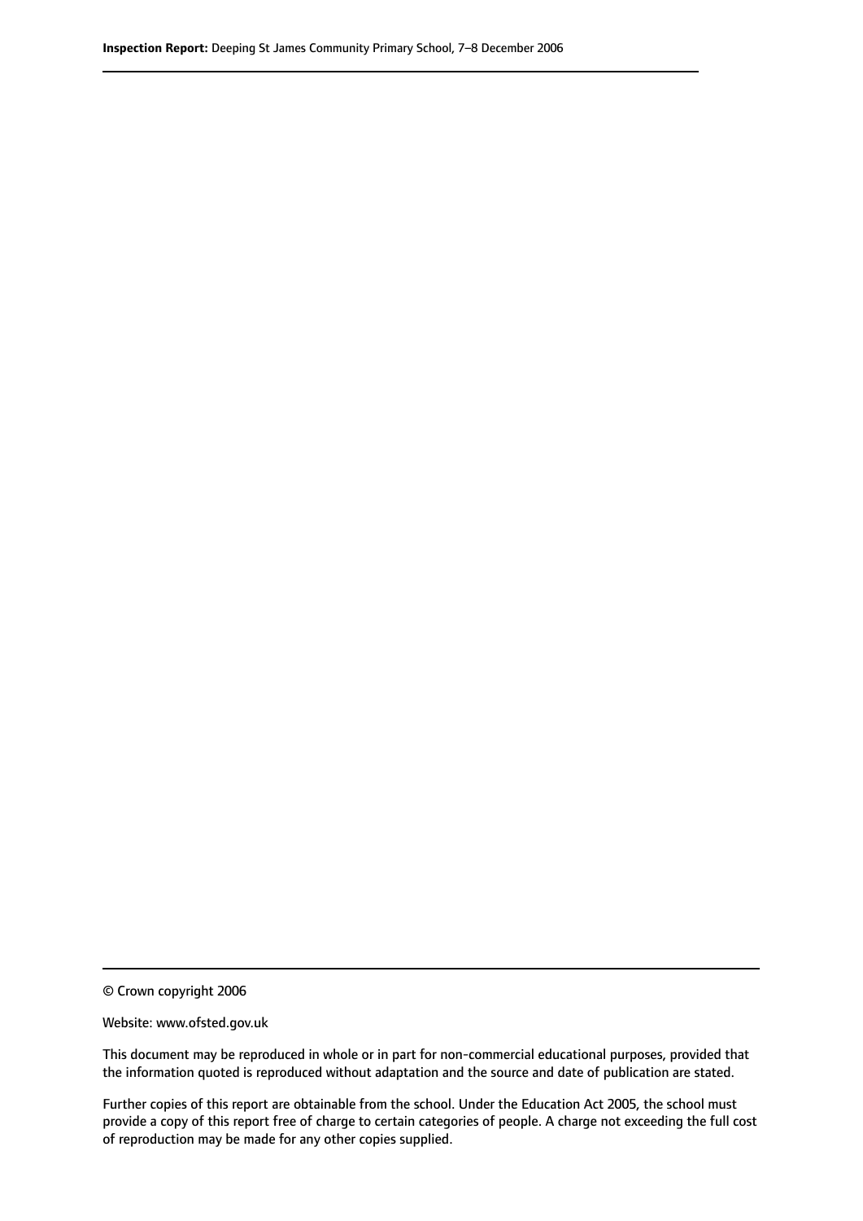© Crown copyright 2006

Website: www.ofsted.gov.uk

This document may be reproduced in whole or in part for non-commercial educational purposes, provided that the information quoted is reproduced without adaptation and the source and date of publication are stated.

Further copies of this report are obtainable from the school. Under the Education Act 2005, the school must provide a copy of this report free of charge to certain categories of people. A charge not exceeding the full cost of reproduction may be made for any other copies supplied.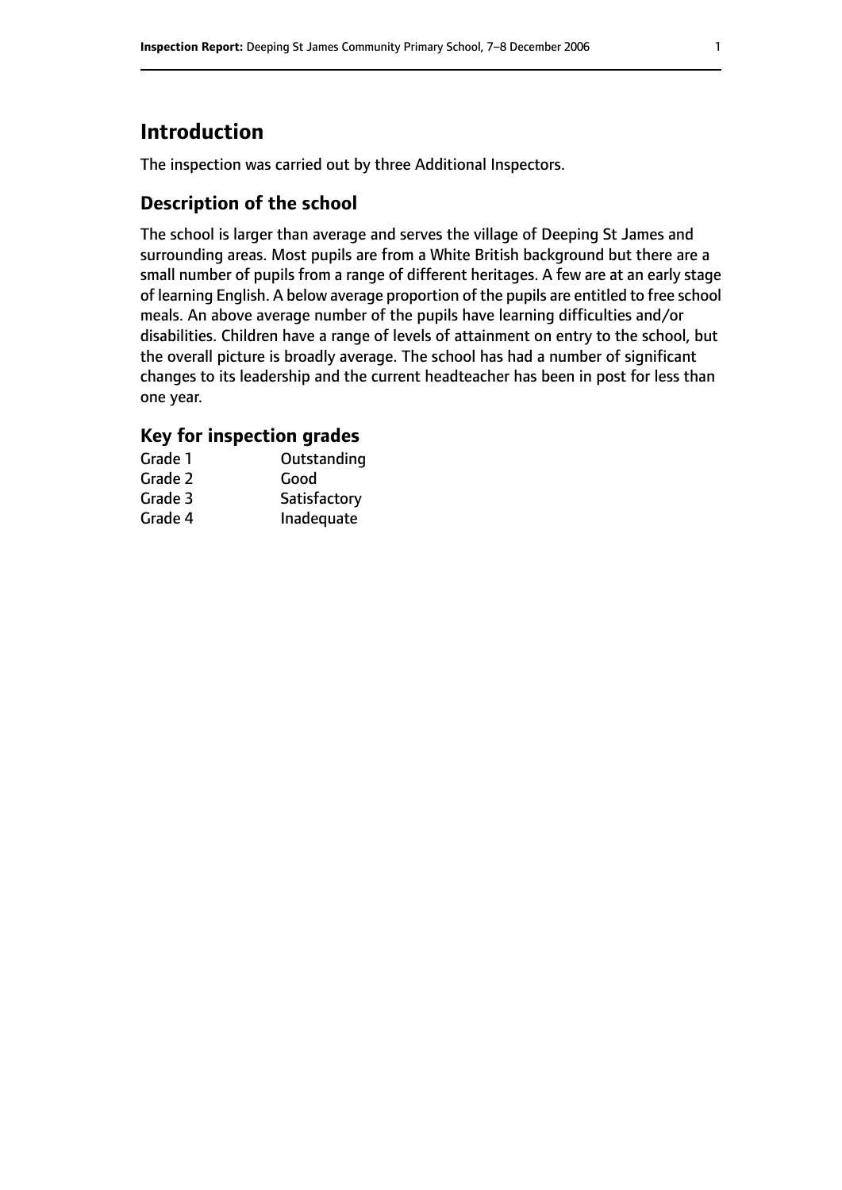## Introduction

The inspection was carried out by three Additional Inspectors.

### Description of the school

The school is larger than average and serves the village of Deeping St James and surrounding areas. Most pupils are from a White British background but there are a small number of pupils from a range of different heritages. A few are at an early stage of learning English. A below average proportion of the pupils are entitled to free school meals. An above average number of the pupils have learning difficulties and/or disabilities. Children have a range of levels of attainment on entry to the school, but the overall picture is broadly average. The school has had a number of significant changes to its leadership and the current headteacher has been in post for less than one year.

### Key for inspection grades

| | |
|---|---|
| Grade 1 | Outstanding |
| Grade 2 | Good |
| Grade 3 | Satisfactory |
| Grade 4 | Inadequate |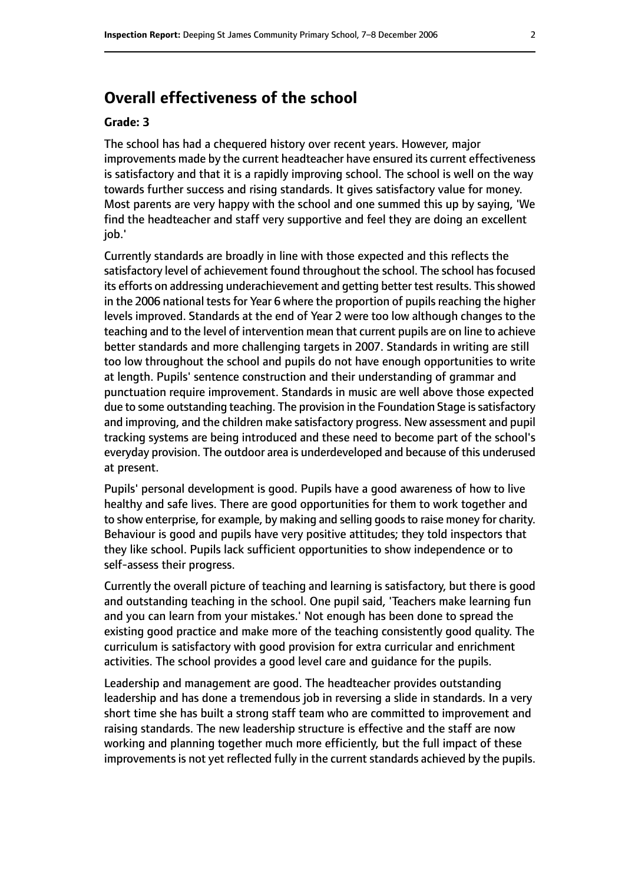## Overall effectiveness of the school

**Grade: 3**

The school has had a chequered history over recent years. However, major improvements made by the current headteacher have ensured its current effectiveness is satisfactory and that it is a rapidly improving school. The school is well on the way towards further success and rising standards. It gives satisfactory value for money. Most parents are very happy with the school and one summed this up by saying, 'We find the headteacher and staff very supportive and feel they are doing an excellent job.'

Currently standards are broadly in line with those expected and this reflects the satisfactory level of achievement found throughout the school. The school has focused its efforts on addressing underachievement and getting better test results. This showed in the 2006 national tests for Year 6 where the proportion of pupils reaching the higher levels improved. Standards at the end of Year 2 were too low although changes to the teaching and to the level of intervention mean that current pupils are on line to achieve better standards and more challenging targets in 2007. Standards in writing are still too low throughout the school and pupils do not have enough opportunities to write at length. Pupils' sentence construction and their understanding of grammar and punctuation require improvement. Standards in music are well above those expected due to some outstanding teaching. The provision in the Foundation Stage is satisfactory and improving, and the children make satisfactory progress. New assessment and pupil tracking systems are being introduced and these need to become part of the school's everyday provision. The outdoor area is underdeveloped and because of this underused at present.

Pupils' personal development is good. Pupils have a good awareness of how to live healthy and safe lives. There are good opportunities for them to work together and to show enterprise, for example, by making and selling goods to raise money for charity. Behaviour is good and pupils have very positive attitudes; they told inspectors that they like school. Pupils lack sufficient opportunities to show independence or to self-assess their progress.

Currently the overall picture of teaching and learning is satisfactory, but there is good and outstanding teaching in the school. One pupil said, 'Teachers make learning fun and you can learn from your mistakes.' Not enough has been done to spread the existing good practice and make more of the teaching consistently good quality. The curriculum is satisfactory with good provision for extra curricular and enrichment activities. The school provides a good level care and guidance for the pupils.

Leadership and management are good. The headteacher provides outstanding leadership and has done a tremendous job in reversing a slide in standards. In a very short time she has built a strong staff team who are committed to improvement and raising standards. The new leadership structure is effective and the staff are now working and planning together much more efficiently, but the full impact of these improvements is not yet reflected fully in the current standards achieved by the pupils.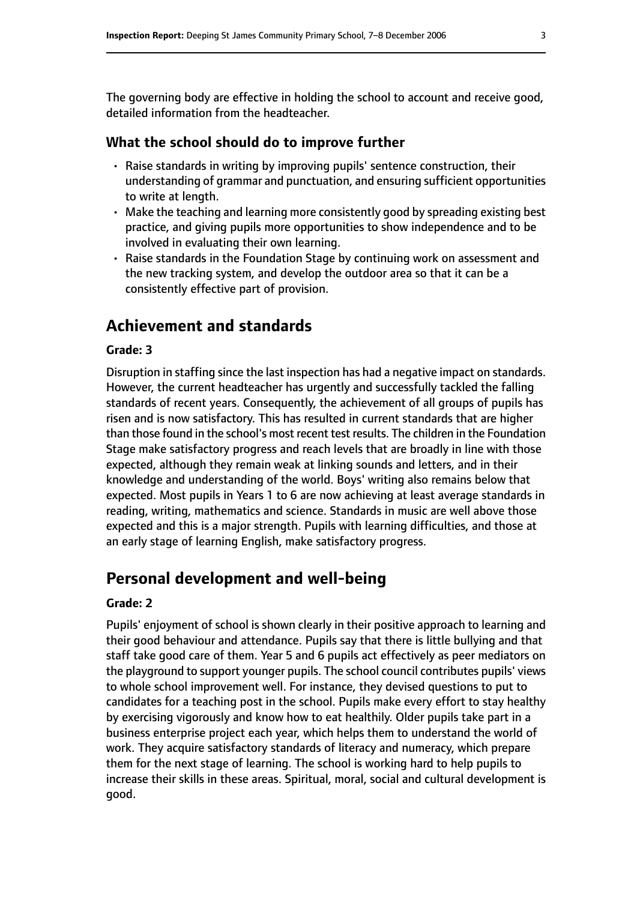The governing body are effective in holding the school to account and receive good, detailed information from the headteacher.

### What the school should do to improve further

- Raise standards in writing by improving pupils' sentence construction, their understanding of grammar and punctuation, and ensuring sufficient opportunities to write at length.
- Make the teaching and learning more consistently good by spreading existing best practice, and giving pupils more opportunities to show independence and to be involved in evaluating their own learning.
- Raise standards in the Foundation Stage by continuing work on assessment and the new tracking system, and develop the outdoor area so that it can be a consistently effective part of provision.

## Achievement and standards

#### Grade: 3

Disruption in staffing since the last inspection has had a negative impact on standards. However, the current headteacher has urgently and successfully tackled the falling standards of recent years. Consequently, the achievement of all groups of pupils has risen and is now satisfactory. This has resulted in current standards that are higher than those found in the school's most recent test results. The children in the Foundation Stage make satisfactory progress and reach levels that are broadly in line with those expected, although they remain weak at linking sounds and letters, and in their knowledge and understanding of the world. Boys' writing also remains below that expected. Most pupils in Years 1 to 6 are now achieving at least average standards in reading, writing, mathematics and science. Standards in music are well above those expected and this is a major strength. Pupils with learning difficulties, and those at an early stage of learning English, make satisfactory progress.

## Personal development and well-being

#### Grade: 2

Pupils' enjoyment of school is shown clearly in their positive approach to learning and their good behaviour and attendance. Pupils say that there is little bullying and that staff take good care of them. Year 5 and 6 pupils act effectively as peer mediators on the playground to support younger pupils. The school council contributes pupils' views to whole school improvement well. For instance, they devised questions to put to candidates for a teaching post in the school. Pupils make every effort to stay healthy by exercising vigorously and know how to eat healthily. Older pupils take part in a business enterprise project each year, which helps them to understand the world of work. They acquire satisfactory standards of literacy and numeracy, which prepare them for the next stage of learning. The school is working hard to help pupils to increase their skills in these areas. Spiritual, moral, social and cultural development is good.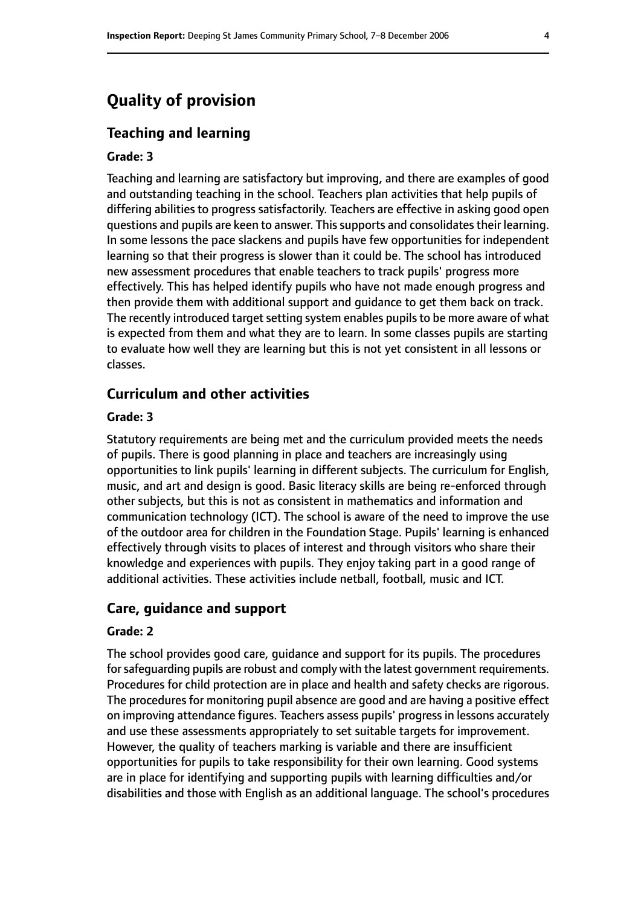## Quality of provision

### Teaching and learning

#### Grade: 3

Teaching and learning are satisfactory but improving, and there are examples of good and outstanding teaching in the school. Teachers plan activities that help pupils of differing abilities to progress satisfactorily. Teachers are effective in asking good open questions and pupils are keen to answer. This supports and consolidates their learning. In some lessons the pace slackens and pupils have few opportunities for independent learning so that their progress is slower than it could be. The school has introduced new assessment procedures that enable teachers to track pupils' progress more effectively. This has helped identify pupils who have not made enough progress and then provide them with additional support and guidance to get them back on track. The recently introduced target setting system enables pupils to be more aware of what is expected from them and what they are to learn. In some classes pupils are starting to evaluate how well they are learning but this is not yet consistent in all lessons or classes.

### Curriculum and other activities

#### Grade: 3

Statutory requirements are being met and the curriculum provided meets the needs of pupils. There is good planning in place and teachers are increasingly using opportunities to link pupils' learning in different subjects. The curriculum for English, music, and art and design is good. Basic literacy skills are being re-enforced through other subjects, but this is not as consistent in mathematics and information and communication technology (ICT). The school is aware of the need to improve the use of the outdoor area for children in the Foundation Stage. Pupils' learning is enhanced effectively through visits to places of interest and through visitors who share their knowledge and experiences with pupils. They enjoy taking part in a good range of additional activities. These activities include netball, football, music and ICT.

### Care, guidance and support

#### Grade: 2

The school provides good care, guidance and support for its pupils. The procedures for safeguarding pupils are robust and comply with the latest government requirements. Procedures for child protection are in place and health and safety checks are rigorous. The procedures for monitoring pupil absence are good and are having a positive effect on improving attendance figures. Teachers assess pupils' progress in lessons accurately and use these assessments appropriately to set suitable targets for improvement. However, the quality of teachers marking is variable and there are insufficient opportunities for pupils to take responsibility for their own learning. Good systems are in place for identifying and supporting pupils with learning difficulties and/or disabilities and those with English as an additional language. The school's procedures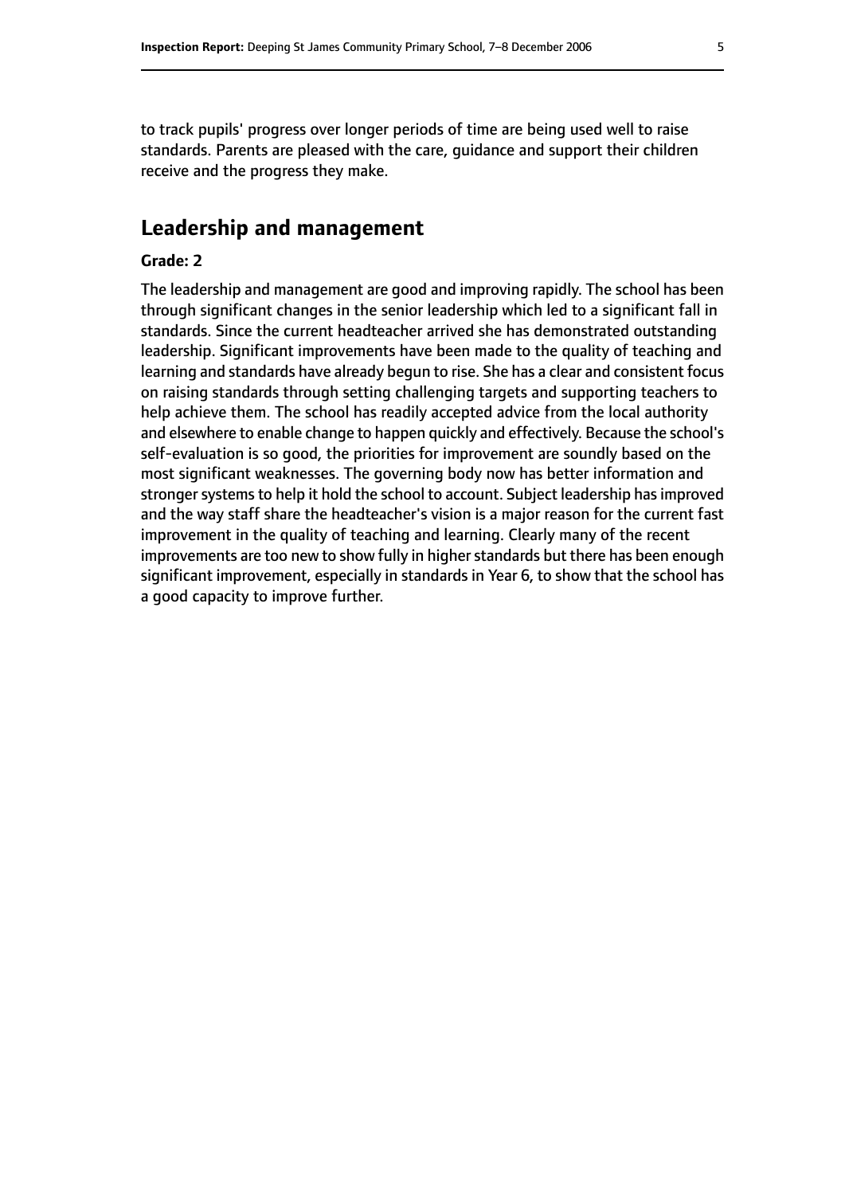to track pupils' progress over longer periods of time are being used well to raise standards. Parents are pleased with the care, guidance and support their children receive and the progress they make.

## Leadership and management

**Grade: 2**

The leadership and management are good and improving rapidly. The school has been through significant changes in the senior leadership which led to a significant fall in standards. Since the current headteacher arrived she has demonstrated outstanding leadership. Significant improvements have been made to the quality of teaching and learning and standards have already begun to rise. She has a clear and consistent focus on raising standards through setting challenging targets and supporting teachers to help achieve them. The school has readily accepted advice from the local authority and elsewhere to enable change to happen quickly and effectively. Because the school's self-evaluation is so good, the priorities for improvement are soundly based on the most significant weaknesses. The governing body now has better information and stronger systems to help it hold the school to account. Subject leadership has improved and the way staff share the headteacher's vision is a major reason for the current fast improvement in the quality of teaching and learning. Clearly many of the recent improvements are too new to show fully in higher standards but there has been enough significant improvement, especially in standards in Year 6, to show that the school has a good capacity to improve further.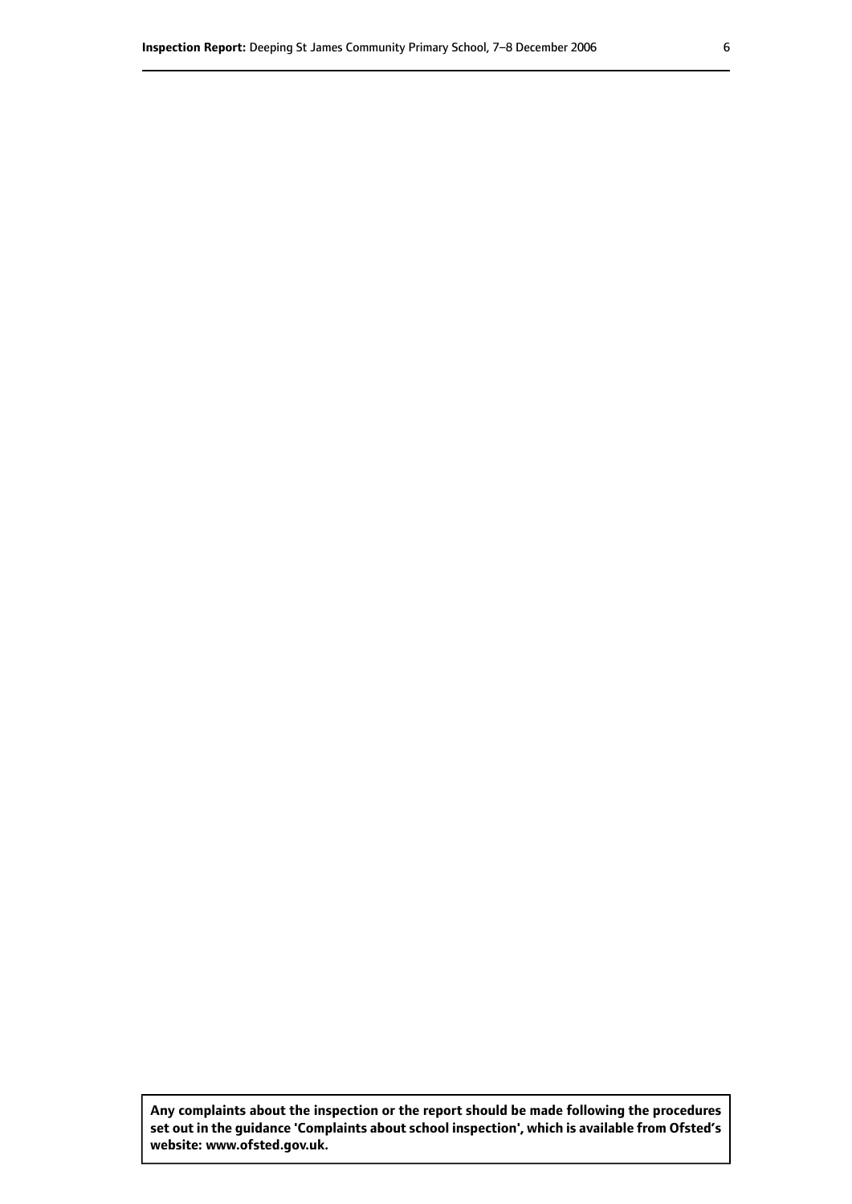**Any complaints about the inspection or the report should be made following the procedures set out in the guidance 'Complaints about school inspection', which is available from Ofsted's website: www.ofsted.gov.uk.**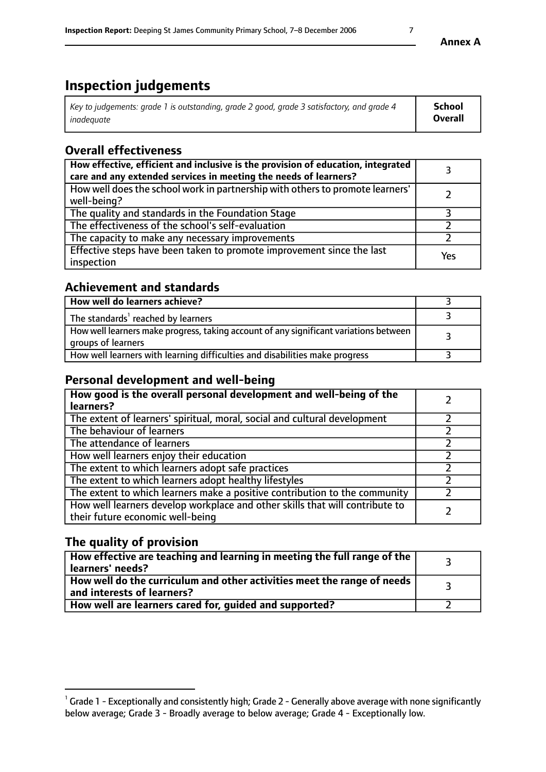**Annex A**

# Inspection judgements

| *Key to judgements: grade 1 is outstanding, grade 2 good, grade 3 satisfactory, and grade 4 inadequate* | **School Overall** |
|---|---|

## Overall effectiveness

| | |
|---|---|
| **How effective, efficient and inclusive is the provision of education, integrated care and any extended services in meeting the needs of learners?** | 3 |
| How well does the school work in partnership with others to promote learners' well-being? | 2 |
| The quality and standards in the Foundation Stage | 3 |
| The effectiveness of the school's self-evaluation | 2 |
| The capacity to make any necessary improvements | 2 |
| Effective steps have been taken to promote improvement since the last inspection | Yes |

## Achievement and standards

| | |
|---|---|
| **How well do learners achieve?** | 3 |
| The standards[1] reached by learners | 3 |
| How well learners make progress, taking account of any significant variations between groups of learners | 3 |
| How well learners with learning difficulties and disabilities make progress | 3 |

## Personal development and well-being

| | |
|---|---|
| **How good is the overall personal development and well-being of the learners?** | 2 |
| The extent of learners' spiritual, moral, social and cultural development | 2 |
| The behaviour of learners | 2 |
| The attendance of learners | 2 |
| How well learners enjoy their education | 2 |
| The extent to which learners adopt safe practices | 2 |
| The extent to which learners adopt healthy lifestyles | 2 |
| The extent to which learners make a positive contribution to the community | 2 |
| How well learners develop workplace and other skills that will contribute to their future economic well-being | 2 |

## The quality of provision

| | |
|---|---|
| **How effective are teaching and learning in meeting the full range of the learners' needs?** | 3 |
| **How well do the curriculum and other activities meet the range of needs and interests of learners?** | 3 |
| **How well are learners cared for, guided and supported?** | 2 |

[1] Grade 1 - Exceptionally and consistently high; Grade 2 - Generally above average with none significantly below average; Grade 3 - Broadly average to below average; Grade 4 - Exceptionally low.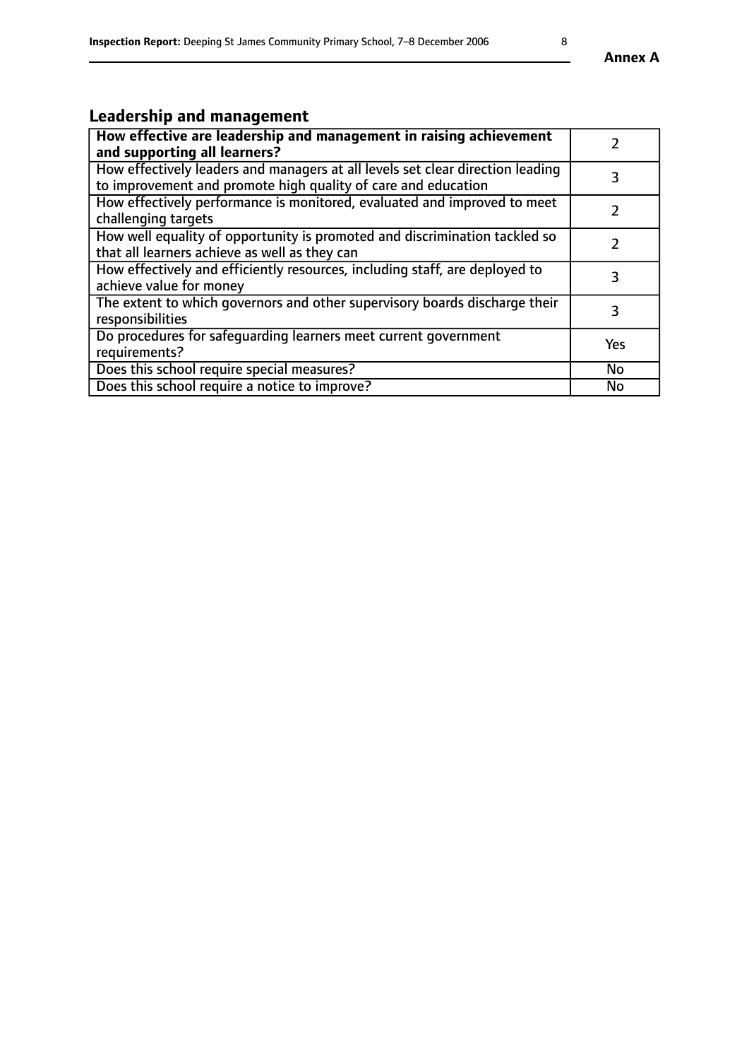## Leadership and management

| **How effective are leadership and management in raising achievement and supporting all learners?** | 2 |
|---|---|
| How effectively leaders and managers at all levels set clear direction leading to improvement and promote high quality of care and education | 3 |
| How effectively performance is monitored, evaluated and improved to meet challenging targets | 2 |
| How well equality of opportunity is promoted and discrimination tackled so that all learners achieve as well as they can | 2 |
| How effectively and efficiently resources, including staff, are deployed to achieve value for money | 3 |
| The extent to which governors and other supervisory boards discharge their responsibilities | 3 |
| Do procedures for safeguarding learners meet current government requirements? | Yes |
| Does this school require special measures? | No |
| Does this school require a notice to improve? | No |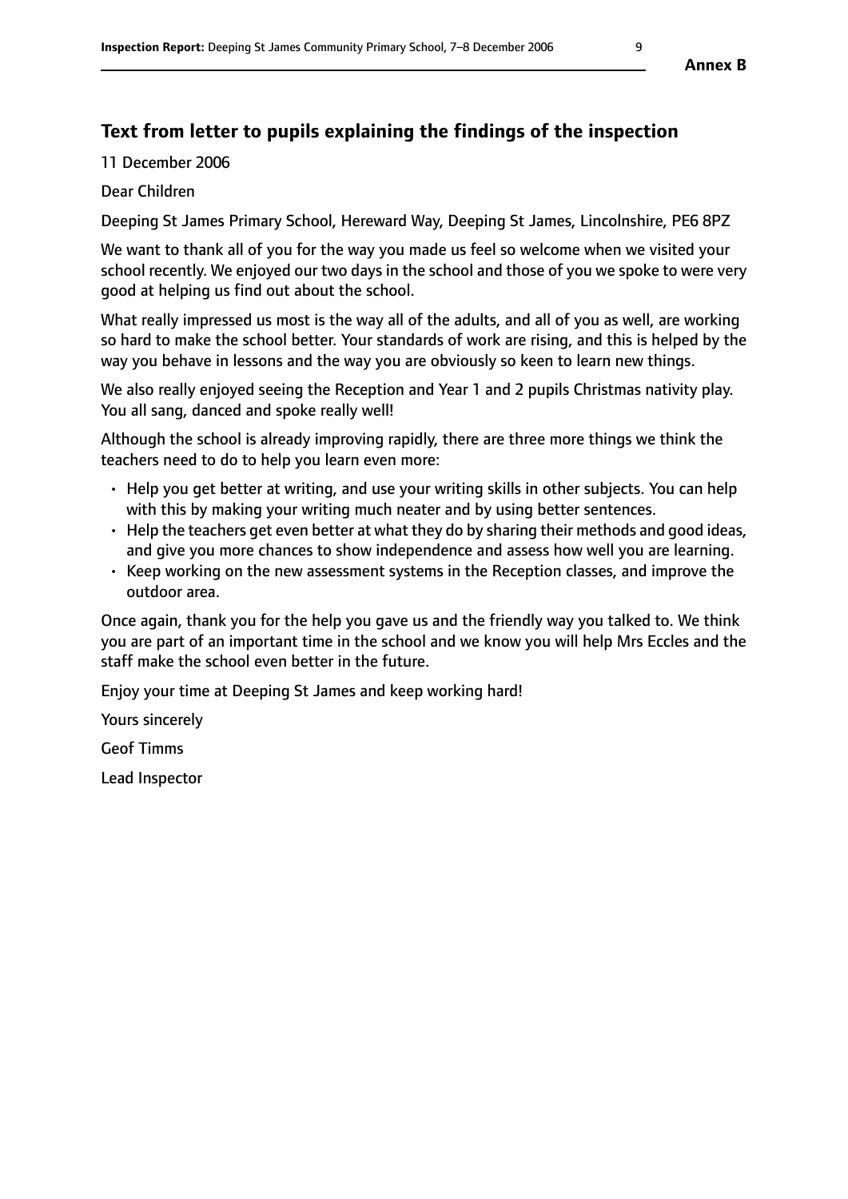## Text from letter to pupils explaining the findings of the inspection

11 December 2006

Dear Children

Deeping St James Primary School, Hereward Way, Deeping St James, Lincolnshire, PE6 8PZ

We want to thank all of you for the way you made us feel so welcome when we visited your school recently. We enjoyed our two days in the school and those of you we spoke to were very good at helping us find out about the school.

What really impressed us most is the way all of the adults, and all of you as well, are working so hard to make the school better. Your standards of work are rising, and this is helped by the way you behave in lessons and the way you are obviously so keen to learn new things.

We also really enjoyed seeing the Reception and Year 1 and 2 pupils Christmas nativity play. You all sang, danced and spoke really well!

Although the school is already improving rapidly, there are three more things we think the teachers need to do to help you learn even more:

- Help you get better at writing, and use your writing skills in other subjects. You can help with this by making your writing much neater and by using better sentences.
- Help the teachers get even better at what they do by sharing their methods and good ideas, and give you more chances to show independence and assess how well you are learning.
- Keep working on the new assessment systems in the Reception classes, and improve the outdoor area.

Once again, thank you for the help you gave us and the friendly way you talked to. We think you are part of an important time in the school and we know you will help Mrs Eccles and the staff make the school even better in the future.

Enjoy your time at Deeping St James and keep working hard!

Yours sincerely

Geof Timms

Lead Inspector